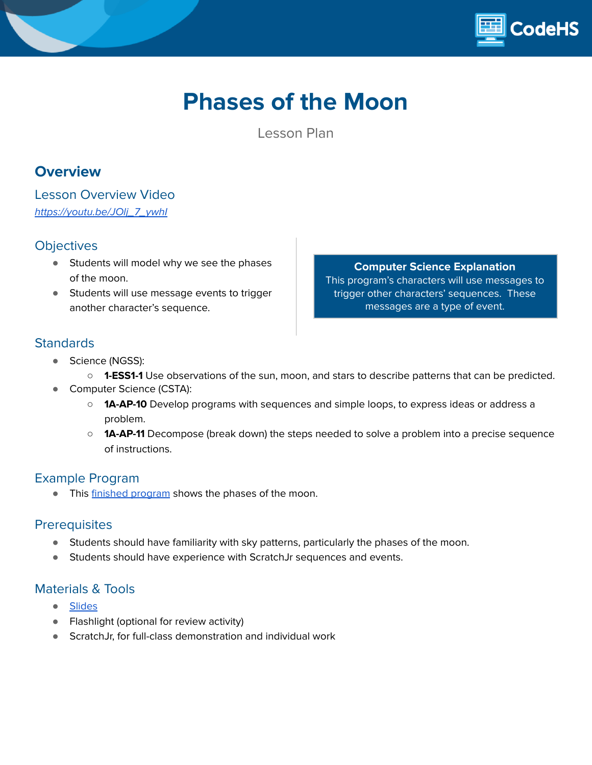# Phases of the Moon

Lesson Plan

## Overview

### Lesson Overview Video

[https://youtu.be/JOlj_7_ywhI](https://youtu.be/JOlj_7_ywhI)

### Objectives

- Students will model why we see the phases of the moon.
- Students will use message events to trigger another character's sequence.

**Computer Science Explanation**
This program's characters will use messages to trigger other characters' sequences. These messages are a type of event.

### Standards

- Science (NGSS):
  - **1-ESS1-1** Use observations of the sun, moon, and stars to describe patterns that can be predicted.
- Computer Science (CSTA):
  - **1A-AP-10** Develop programs with sequences and simple loops, to express ideas or address a problem.
  - **1A-AP-11** Decompose (break down) the steps needed to solve a problem into a precise sequence of instructions.

### Example Program

- This finished program shows the phases of the moon.

### Prerequisites

- Students should have familiarity with sky patterns, particularly the phases of the moon.
- Students should have experience with ScratchJr sequences and events.

### Materials & Tools

- Slides
- Flashlight (optional for review activity)
- ScratchJr, for full-class demonstration and individual work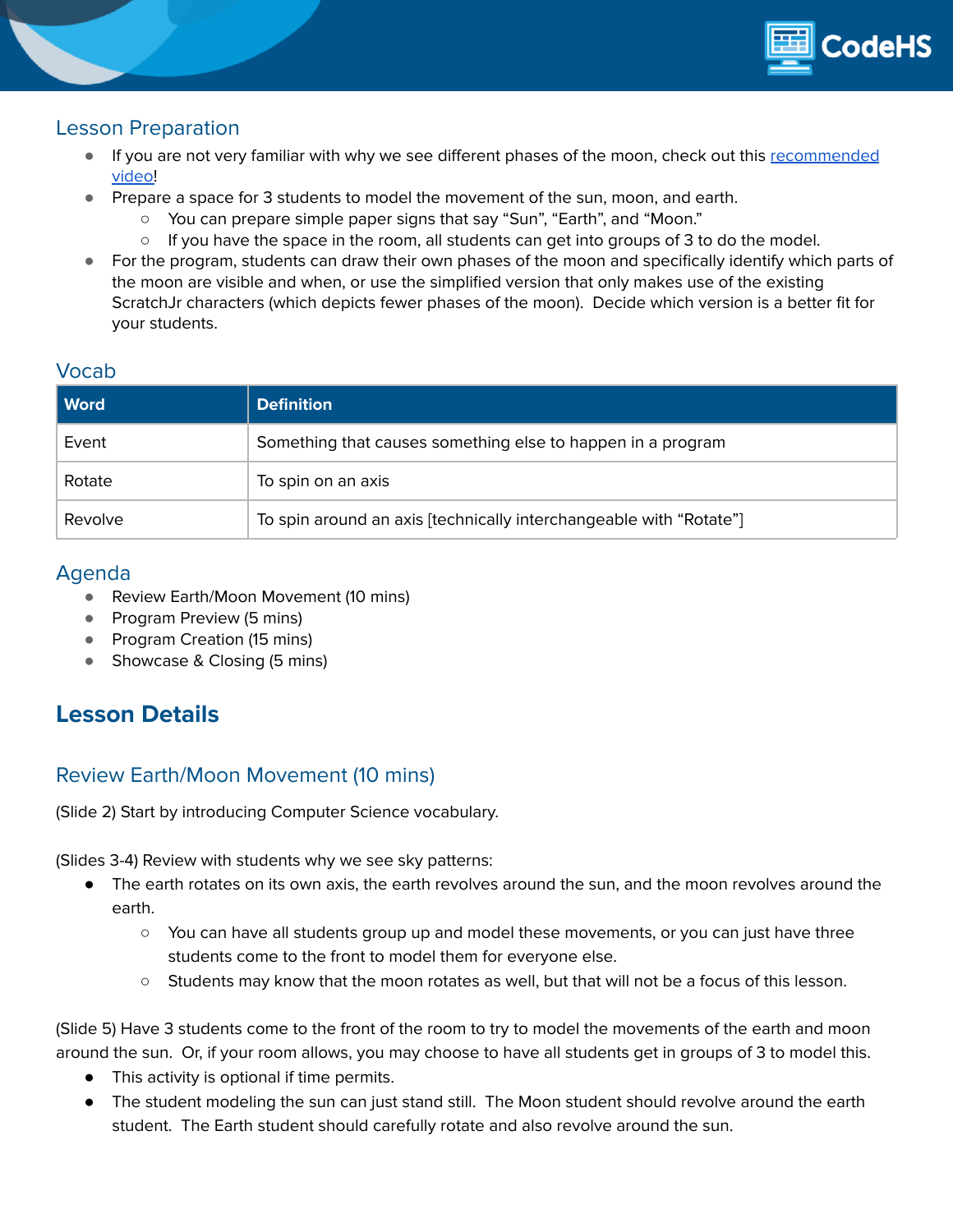## Lesson Preparation

- If you are not very familiar with why we see different phases of the moon, check out this [recommended video](#)!
- Prepare a space for 3 students to model the movement of the sun, moon, and earth.
  - You can prepare simple paper signs that say "Sun", "Earth", and "Moon."
  - If you have the space in the room, all students can get into groups of 3 to do the model.
- For the program, students can draw their own phases of the moon and specifically identify which parts of the moon are visible and when, or use the simplified version that only makes use of the existing ScratchJr characters (which depicts fewer phases of the moon). Decide which version is a better fit for your students.

## Vocab

| Word | Definition |
|---|---|
| Event | Something that causes something else to happen in a program |
| Rotate | To spin on an axis |
| Revolve | To spin around an axis [technically interchangeable with "Rotate"] |

## Agenda

- Review Earth/Moon Movement (10 mins)
- Program Preview (5 mins)
- Program Creation (15 mins)
- Showcase & Closing (5 mins)

# Lesson Details

## Review Earth/Moon Movement (10 mins)

(Slide 2) Start by introducing Computer Science vocabulary.

(Slides 3-4) Review with students why we see sky patterns:

- The earth rotates on its own axis, the earth revolves around the sun, and the moon revolves around the earth.
  - You can have all students group up and model these movements, or you can just have three students come to the front to model them for everyone else.
  - Students may know that the moon rotates as well, but that will not be a focus of this lesson.

(Slide 5) Have 3 students come to the front of the room to try to model the movements of the earth and moon around the sun. Or, if your room allows, you may choose to have all students get in groups of 3 to model this.

- This activity is optional if time permits.
- The student modeling the sun can just stand still. The Moon student should revolve around the earth student. The Earth student should carefully rotate and also revolve around the sun.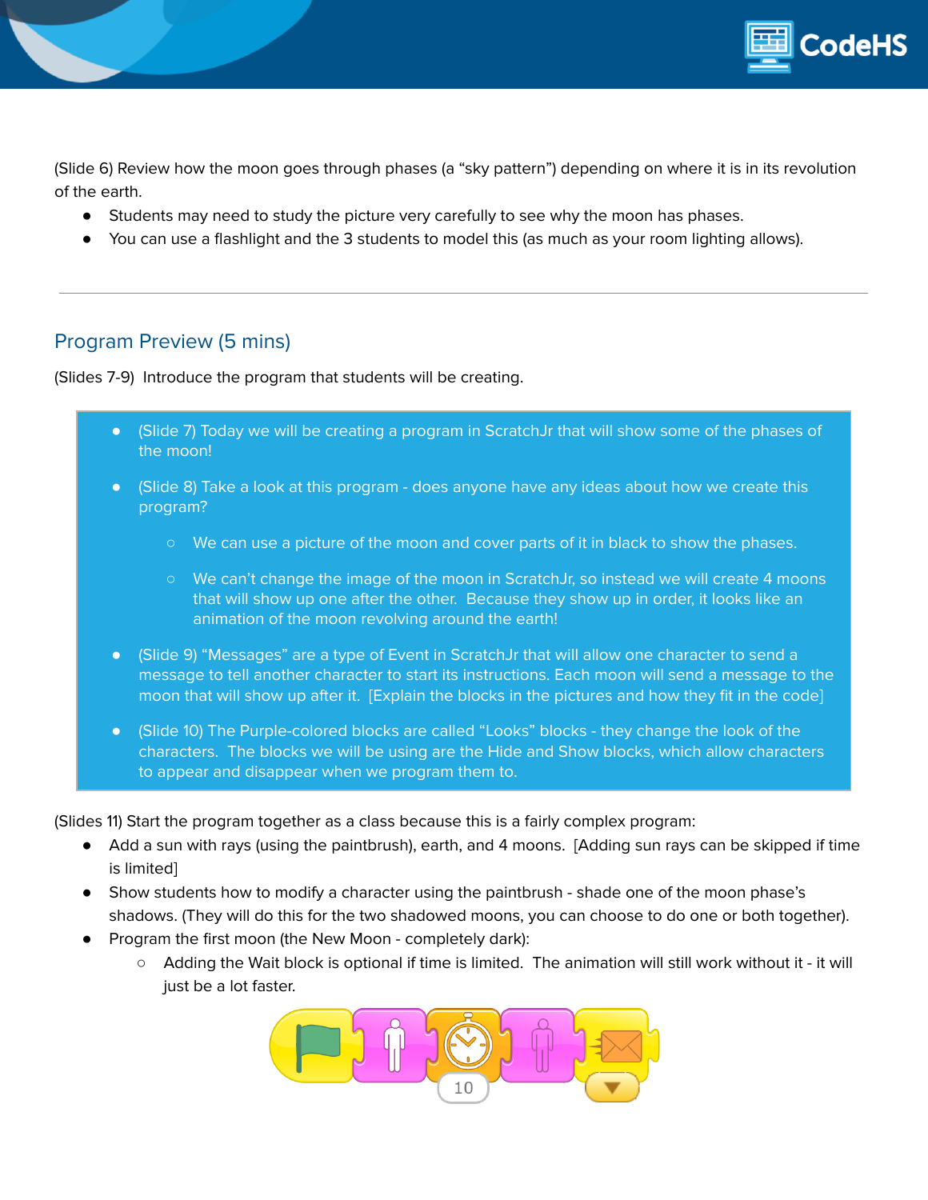(Slide 6) Review how the moon goes through phases (a “sky pattern”) depending on where it is in its revolution of the earth.

- Students may need to study the picture very carefully to see why the moon has phases.
- You can use a flashlight and the 3 students to model this (as much as your room lighting allows).

---

## Program Preview (5 mins)

(Slides 7-9) Introduce the program that students will be creating.

- (Slide 7) Today we will be creating a program in ScratchJr that will show some of the phases of the moon!
- (Slide 8) Take a look at this program - does anyone have any ideas about how we create this program?
  - We can use a picture of the moon and cover parts of it in black to show the phases.
  - We can’t change the image of the moon in ScratchJr, so instead we will create 4 moons that will show up one after the other. Because they show up in order, it looks like an animation of the moon revolving around the earth!
- (Slide 9) “Messages” are a type of Event in ScratchJr that will allow one character to send a message to tell another character to start its instructions. Each moon will send a message to the moon that will show up after it. [Explain the blocks in the pictures and how they fit in the code]
- (Slide 10) The Purple-colored blocks are called “Looks” blocks - they change the look of the characters. The blocks we will be using are the Hide and Show blocks, which allow characters to appear and disappear when we program them to.

(Slides 11) Start the program together as a class because this is a fairly complex program:

- Add a sun with rays (using the paintbrush), earth, and 4 moons. [Adding sun rays can be skipped if time is limited]
- Show students how to modify a character using the paintbrush - shade one of the moon phase’s shadows. (They will do this for the two shadowed moons, you can choose to do one or both together).
- Program the first moon (the New Moon - completely dark):
  - Adding the Wait block is optional if time is limited. The animation will still work without it - it will just be a lot faster.

10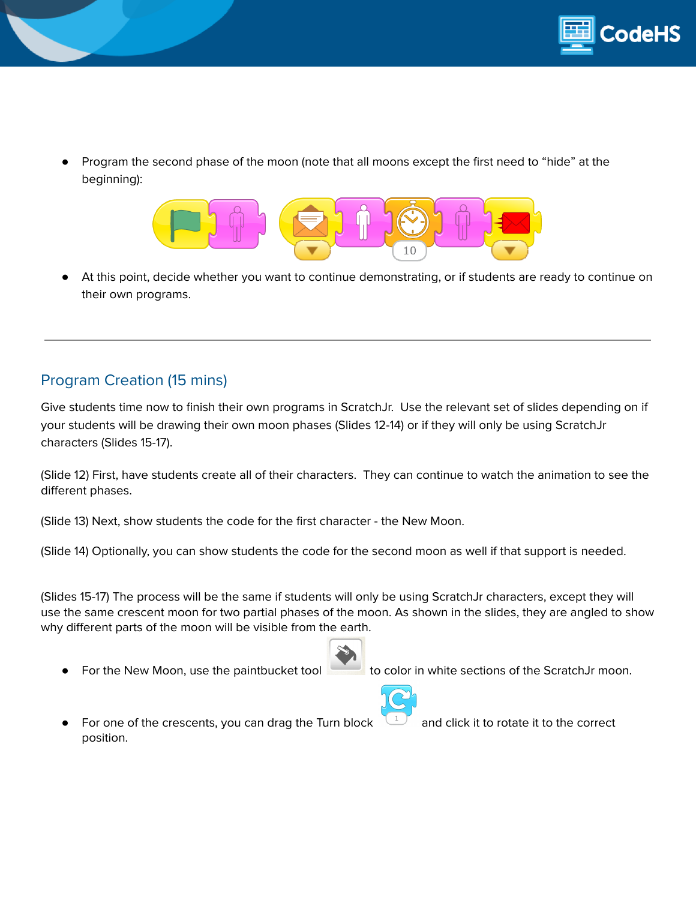- Program the second phase of the moon (note that all moons except the first need to "hide" at the beginning):

- At this point, decide whether you want to continue demonstrating, or if students are ready to continue on their own programs.

---

## Program Creation (15 mins)

Give students time now to finish their own programs in ScratchJr. Use the relevant set of slides depending on if your students will be drawing their own moon phases (Slides 12-14) or if they will only be using ScratchJr characters (Slides 15-17).

(Slide 12) First, have students create all of their characters. They can continue to watch the animation to see the different phases.

(Slide 13) Next, show students the code for the first character - the New Moon.

(Slide 14) Optionally, you can show students the code for the second moon as well if that support is needed.

(Slides 15-17) The process will be the same if students will only be using ScratchJr characters, except they will use the same crescent moon for two partial phases of the moon. As shown in the slides, they are angled to show why different parts of the moon will be visible from the earth.

- For the New Moon, use the paintbucket tool to color in white sections of the ScratchJr moon.
- For one of the crescents, you can drag the Turn block and click it to rotate it to the correct position.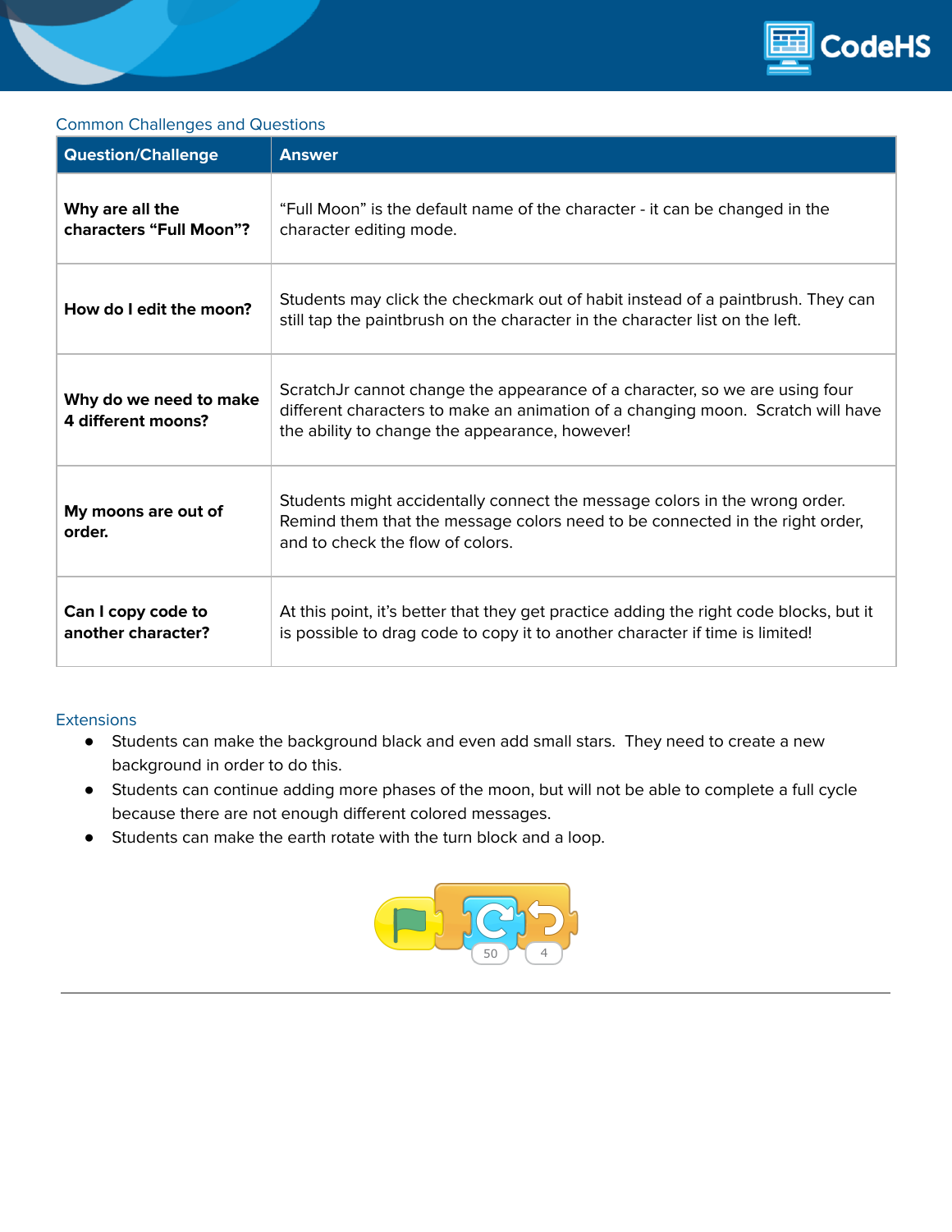## Common Challenges and Questions

| Question/Challenge | Answer |
| --- | --- |
| **Why are all the characters "Full Moon"?** | "Full Moon" is the default name of the character - it can be changed in the character editing mode. |
| **How do I edit the moon?** | Students may click the checkmark out of habit instead of a paintbrush. They can still tap the paintbrush on the character in the character list on the left. |
| **Why do we need to make 4 different moons?** | ScratchJr cannot change the appearance of a character, so we are using four different characters to make an animation of a changing moon. Scratch will have the ability to change the appearance, however! |
| **My moons are out of order.** | Students might accidentally connect the message colors in the wrong order. Remind them that the message colors need to be connected in the right order, and to check the flow of colors. |
| **Can I copy code to another character?** | At this point, it's better that they get practice adding the right code blocks, but it is possible to drag code to copy it to another character if time is limited! |

## Extensions

- Students can make the background black and even add small stars. They need to create a new background in order to do this.
- Students can continue adding more phases of the moon, but will not be able to complete a full cycle because there are not enough different colored messages.
- Students can make the earth rotate with the turn block and a loop.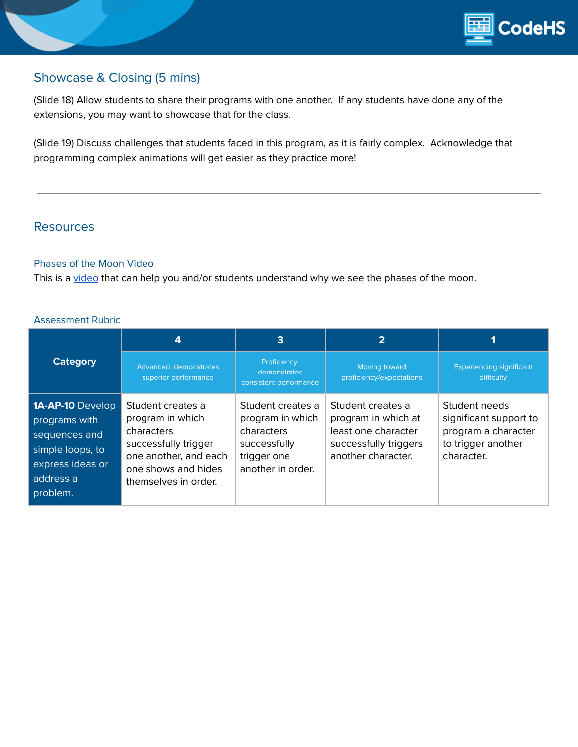## Showcase & Closing (5 mins)

(Slide 18) Allow students to share their programs with one another. If any students have done any of the extensions, you may want to showcase that for the class.

(Slide 19) Discuss challenges that students faced in this program, as it is fairly complex. Acknowledge that programming complex animations will get easier as they practice more!

---

## Resources

### Phases of the Moon Video

This is a video that can help you and/or students understand why we see the phases of the moon.

### Assessment Rubric

| Category | 4<br>Advanced: demonstrates superior performance | 3<br>Proficiency: demonstrates consistent performance | 2<br>Moving toward proficiency/expectations | 1<br>Experiencing significant difficulty |
|---|---|---|---|---|
| **1A-AP-10** Develop programs with sequences and simple loops, to express ideas or address a problem. | Student creates a program in which characters successfully trigger one another, and each one shows and hides themselves in order. | Student creates a program in which characters successfully trigger one another in order. | Student creates a program in which at least one character successfully triggers another character. | Student needs significant support to program a character to trigger another character. |